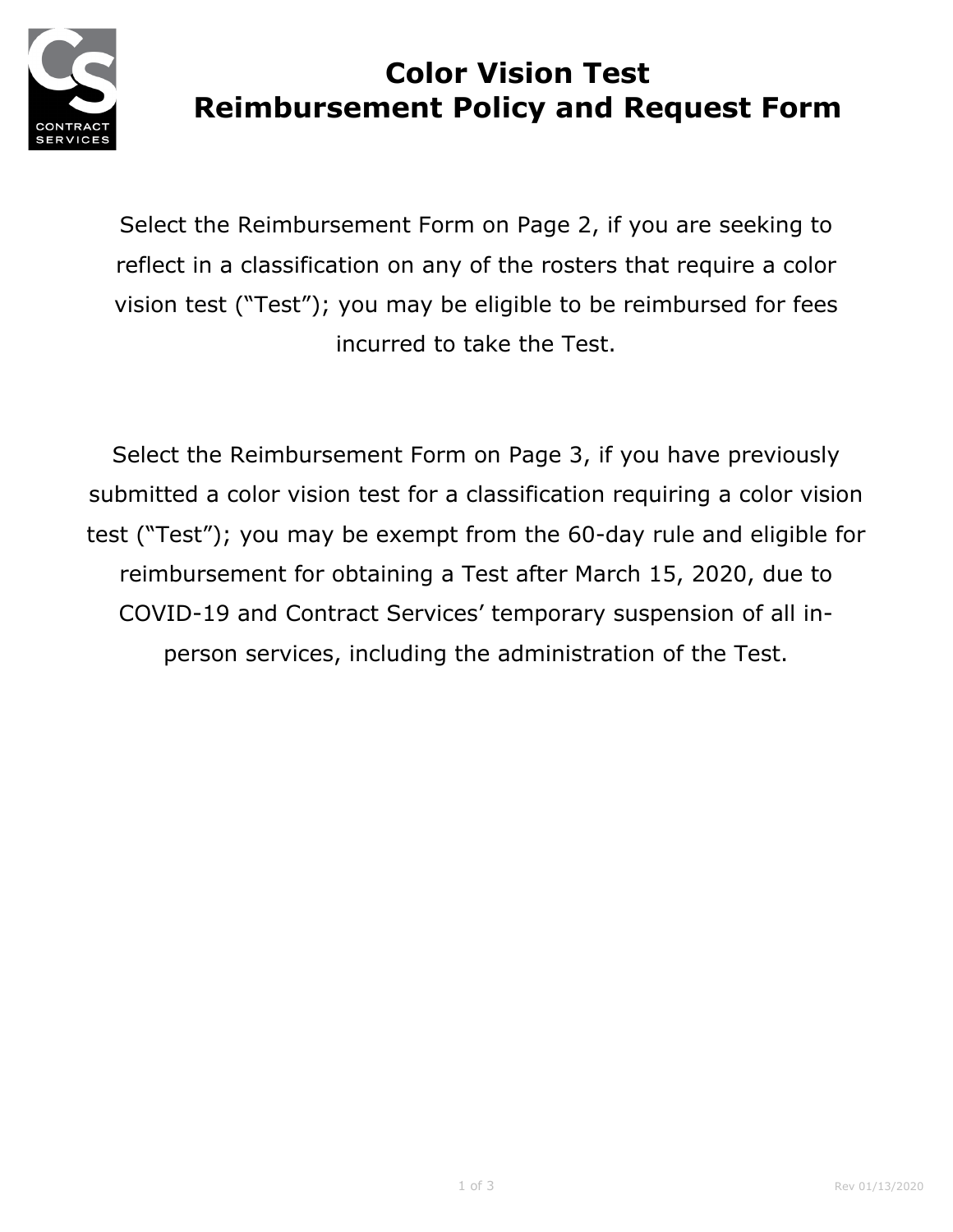# Color Vision Test
# Reimbursement Policy and Request Form

Select the Reimbursement Form on Page 2, if you are seeking to reflect in a classification on any of the rosters that require a color vision test ("Test"); you may be eligible to be reimbursed for fees incurred to take the Test.

Select the Reimbursement Form on Page 3, if you have previously submitted a color vision test for a classification requiring a color vision test ("Test"); you may be exempt from the 60-day rule and eligible for reimbursement for obtaining a Test after March 15, 2020, due to COVID-19 and Contract Services' temporary suspension of all in-person services, including the administration of the Test.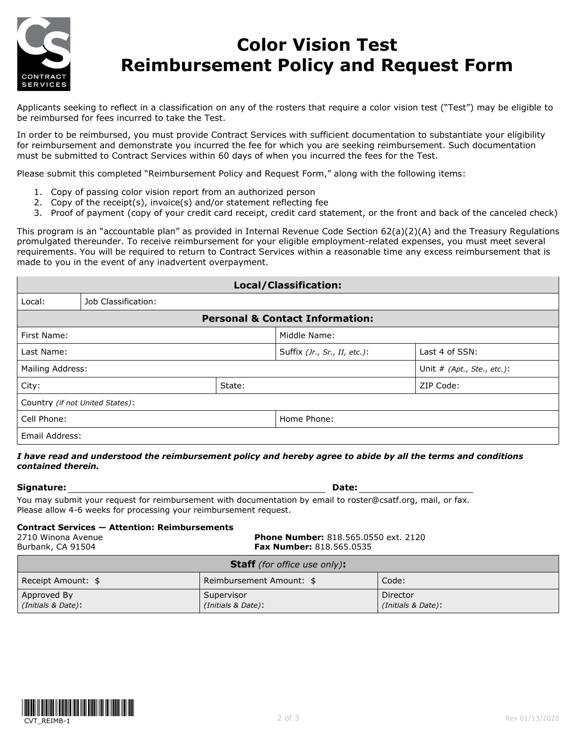# Color Vision Test Reimbursement Policy and Request Form

Applicants seeking to reflect in a classification on any of the rosters that require a color vision test ("Test") may be eligible to be reimbursed for fees incurred to take the Test.

In order to be reimbursed, you must provide Contract Services with sufficient documentation to substantiate your eligibility for reimbursement and demonstrate you incurred the fee for which you are seeking reimbursement. Such documentation must be submitted to Contract Services within 60 days of when you incurred the fees for the Test.

Please submit this completed "Reimbursement Policy and Request Form," along with the following items:

1. Copy of passing color vision report from an authorized person
2. Copy of the receipt(s), invoice(s) and/or statement reflecting fee
3. Proof of payment (copy of your credit card receipt, credit card statement, or the front and back of the canceled check)

This program is an "accountable plan" as provided in Internal Revenue Code Section 62(a)(2)(A) and the Treasury Regulations promulgated thereunder. To receive reimbursement for your eligible employment-related expenses, you must meet several requirements. You will be required to return to Contract Services within a reasonable time any excess reimbursement that is made to you in the event of any inadvertent overpayment.

| **Local/Classification:** | | | |
|---|---|---|---|
| Local: | Job Classification: | | |
| **Personal & Contact Information:** | | | |
| First Name: | | Middle Name: | |
| Last Name: | | Suffix *(Jr., Sr., II, etc.)*: | Last 4 of SSN: |
| Mailing Address: | | | Unit # *(Apt., Ste., etc.)*: |
| City: | State: | | ZIP Code: |
| Country *(if not United States)*: | | | |
| Cell Phone: | | Home Phone: | |
| Email Address: | | | |

***I have read and understood the reimbursement policy and hereby agree to abide by all the terms and conditions contained therein.***

**Signature:** ______________________________ **Date:** ________________

You may submit your request for reimbursement with documentation by email to roster@csatf.org, mail, or fax.
Please allow 4-6 weeks for processing your reimbursement request.

**Contract Services — Attention: Reimbursements**
2710 Winona Avenue
Burbank, CA 91504

**Phone Number:** 818.565.0550 ext. 2120
**Fax Number:** 818.565.0535

| **Staff** *(for office use only)***:** | | |
|---|---|---|
| Receipt Amount: $ | Reimbursement Amount: $ | Code: |
| Approved By *(Initials & Date)*: | Supervisor *(Initials & Date)*: | Director *(Initials & Date)*: |

CVT_REIMB-1

Rev 01/13/2020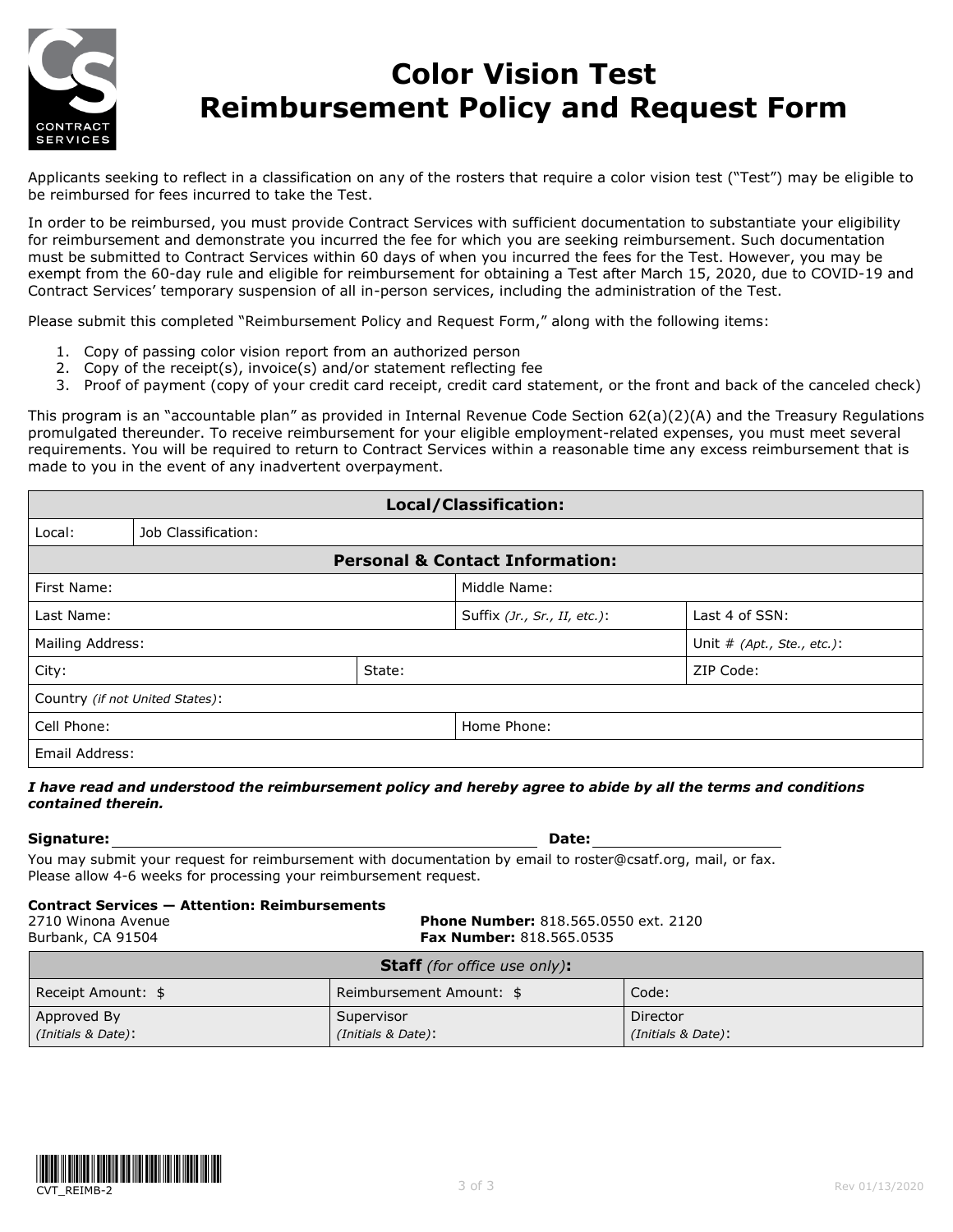# Color Vision Test Reimbursement Policy and Request Form

Applicants seeking to reflect in a classification on any of the rosters that require a color vision test ("Test") may be eligible to be reimbursed for fees incurred to take the Test.

In order to be reimbursed, you must provide Contract Services with sufficient documentation to substantiate your eligibility for reimbursement and demonstrate you incurred the fee for which you are seeking reimbursement. Such documentation must be submitted to Contract Services within 60 days of when you incurred the fees for the Test. However, you may be exempt from the 60-day rule and eligible for reimbursement for obtaining a Test after March 15, 2020, due to COVID-19 and Contract Services' temporary suspension of all in-person services, including the administration of the Test.

Please submit this completed "Reimbursement Policy and Request Form," along with the following items:

1. Copy of passing color vision report from an authorized person
2. Copy of the receipt(s), invoice(s) and/or statement reflecting fee
3. Proof of payment (copy of your credit card receipt, credit card statement, or the front and back of the canceled check)

This program is an "accountable plan" as provided in Internal Revenue Code Section 62(a)(2)(A) and the Treasury Regulations promulgated thereunder. To receive reimbursement for your eligible employment-related expenses, you must meet several requirements. You will be required to return to Contract Services within a reasonable time any excess reimbursement that is made to you in the event of any inadvertent overpayment.

| **Local/Classification:** | |
|---|---|
| Local: | Job Classification: |

| **Personal & Contact Information:** | | |
|---|---|---|
| First Name: | Middle Name: | |
| Last Name: | Suffix *(Jr., Sr., II, etc.)*: | Last 4 of SSN: |
| Mailing Address: | | Unit # *(Apt., Ste., etc.)*: |
| City: | State: | ZIP Code: |
| Country *(if not United States)*: | | |
| Cell Phone: | Home Phone: | |
| Email Address: | | |

***I have read and understood the reimbursement policy and hereby agree to abide by all the terms and conditions contained therein.***

**Signature:** ______________________________ **Date:** ____________________

You may submit your request for reimbursement with documentation by email to roster@csatf.org, mail, or fax. Please allow 4-6 weeks for processing your reimbursement request.

**Contract Services — Attention: Reimbursements**
2710 Winona Avenue
Burbank, CA 91504

**Phone Number:** 818.565.0550 ext. 2120
**Fax Number:** 818.565.0535

| **Staff** *(for office use only)*: | | |
|---|---|---|
| Receipt Amount: $ | Reimbursement Amount: $ | Code: |
| Approved By *(Initials & Date)*: | Supervisor *(Initials & Date)*: | Director *(Initials & Date)*: |

CVT_REIMB-2

Rev 01/13/2020